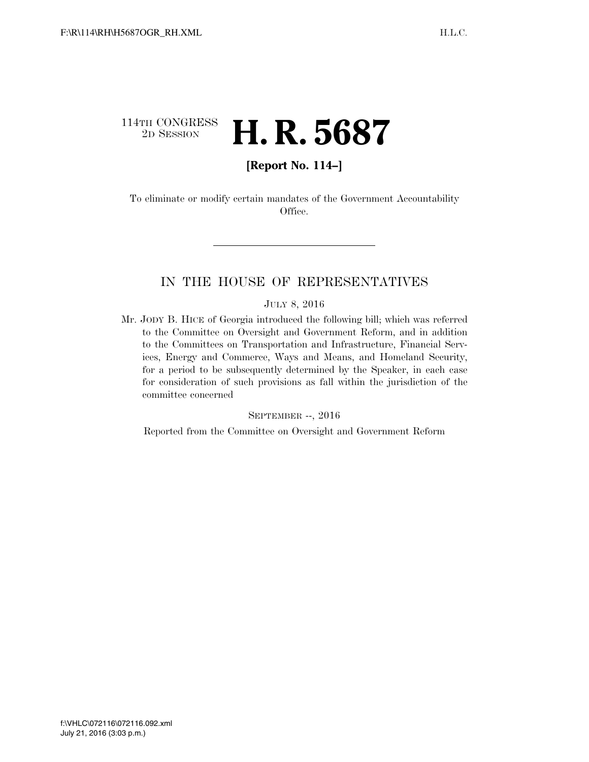114TH CONGRESS
2D SESSION

# H. R. 5687

**[Report No. 114–]**

To eliminate or modify certain mandates of the Government Accountability Office.

---

## IN THE HOUSE OF REPRESENTATIVES

JULY 8, 2016

Mr. JODY B. HICE of Georgia introduced the following bill; which was referred to the Committee on Oversight and Government Reform, and in addition to the Committees on Transportation and Infrastructure, Financial Services, Energy and Commerce, Ways and Means, and Homeland Security, for a period to be subsequently determined by the Speaker, in each case for consideration of such provisions as fall within the jurisdiction of the committee concerned

SEPTEMBER --, 2016

Reported from the Committee on Oversight and Government Reform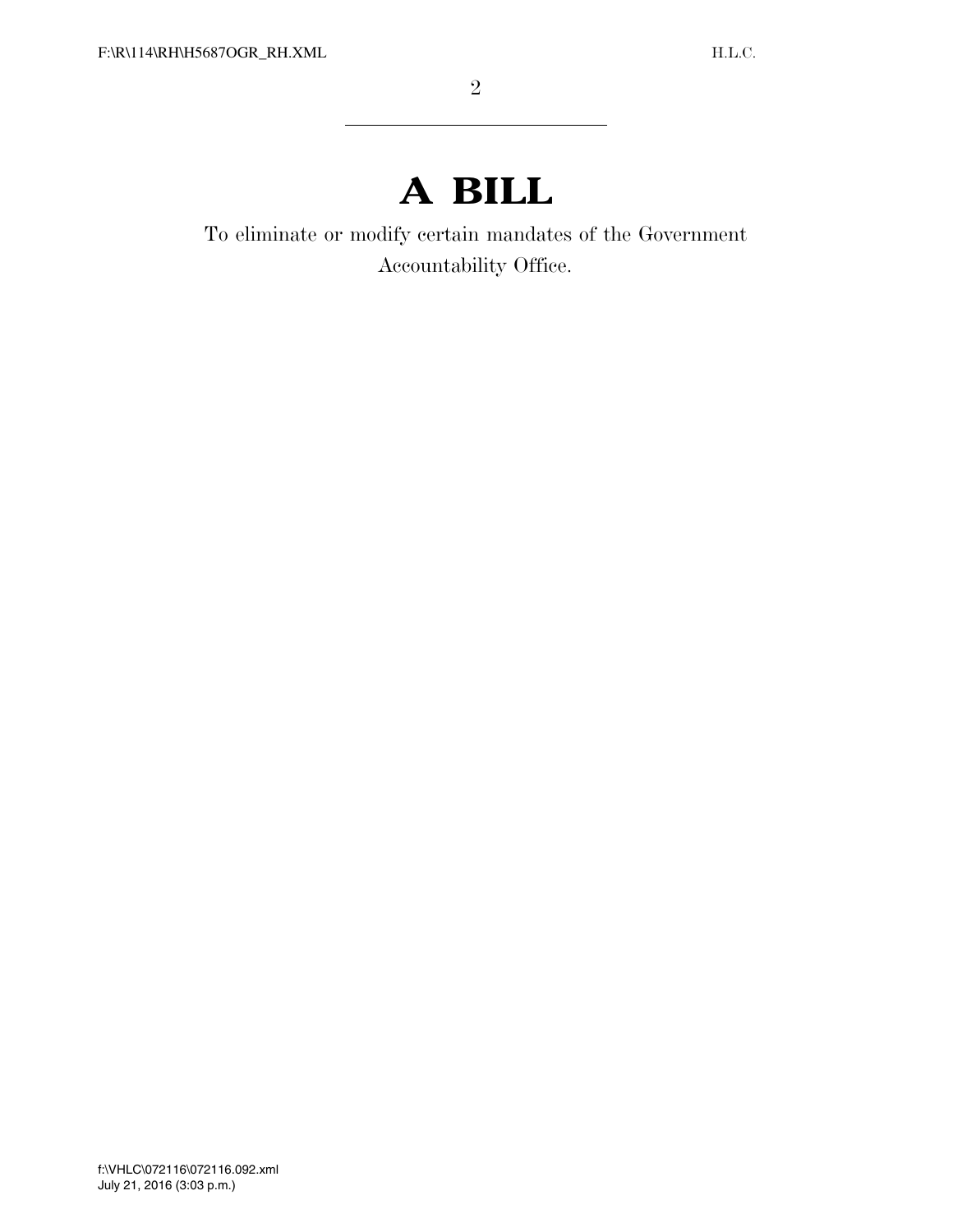# A BILL

To eliminate or modify certain mandates of the Government Accountability Office.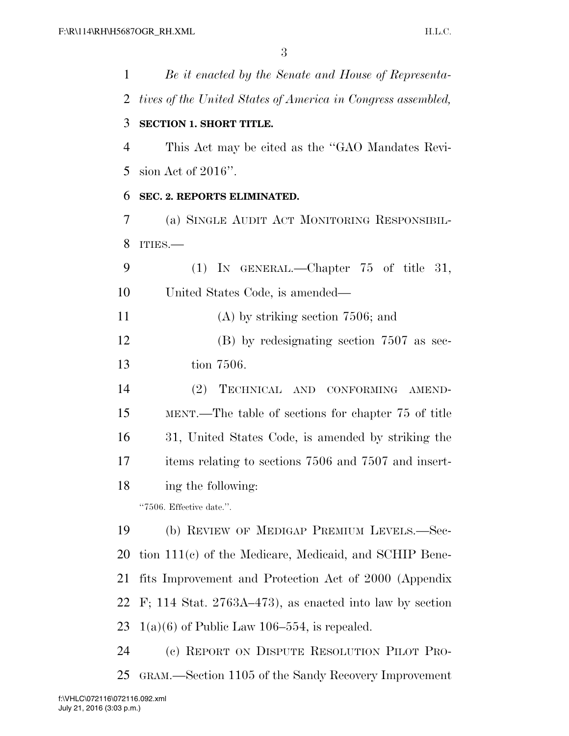*Be it enacted by the Senate and House of Representatives of the United States of America in Congress assembled,*

**SECTION 1. SHORT TITLE.**

This Act may be cited as the "GAO Mandates Revision Act of 2016".

**SEC. 2. REPORTS ELIMINATED.**

(a) SINGLE AUDIT ACT MONITORING RESPONSIBILITIES.—

(1) IN GENERAL.—Chapter 75 of title 31, United States Code, is amended—

(A) by striking section 7506; and

(B) by redesignating section 7507 as section 7506.

(2) TECHNICAL AND CONFORMING AMENDMENT.—The table of sections for chapter 75 of title 31, United States Code, is amended by striking the items relating to sections 7506 and 7507 and inserting the following:

"7506. Effective date.".

(b) REVIEW OF MEDIGAP PREMIUM LEVELS.—Section 111(c) of the Medicare, Medicaid, and SCHIP Benefits Improvement and Protection Act of 2000 (Appendix F; 114 Stat. 2763A–473), as enacted into law by section 1(a)(6) of Public Law 106–554, is repealed.

(c) REPORT ON DISPUTE RESOLUTION PILOT PROGRAM.—Section 1105 of the Sandy Recovery Improvement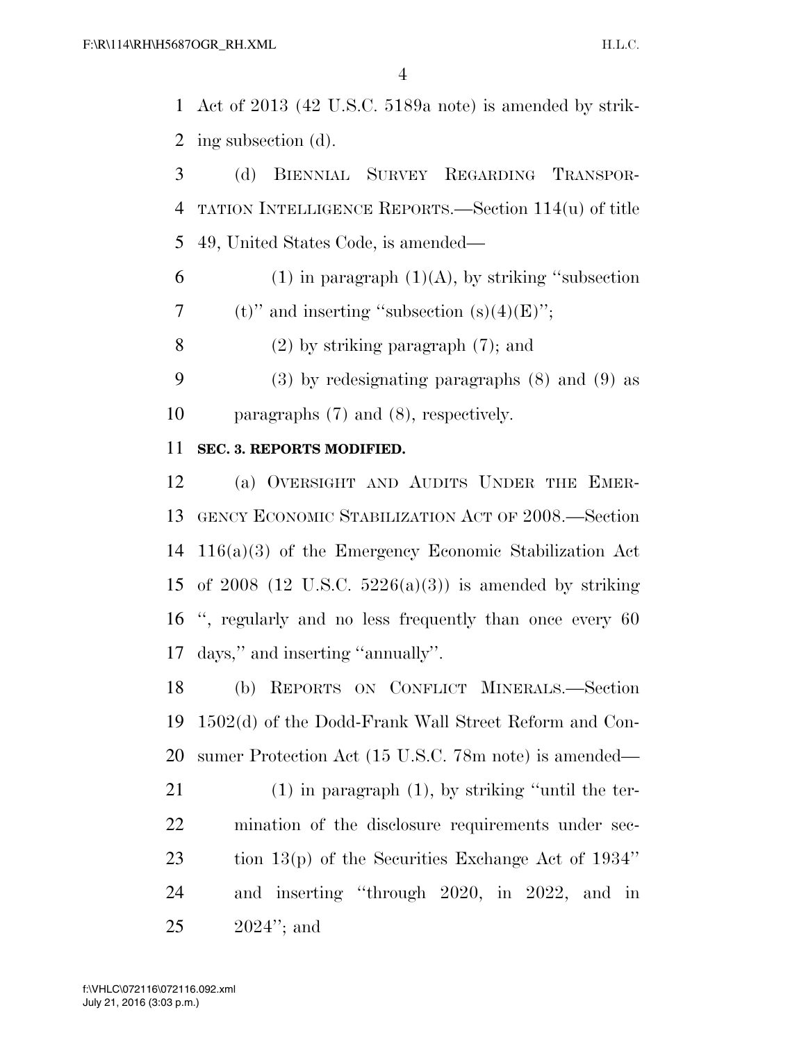Act of 2013 (42 U.S.C. 5189a note) is amended by striking subsection (d).

(d) BIENNIAL SURVEY REGARDING TRANSPORTATION INTELLIGENCE REPORTS.—Section 114(u) of title 49, United States Code, is amended—

(1) in paragraph (1)(A), by striking "subsection (t)" and inserting "subsection (s)(4)(E)";

(2) by striking paragraph (7); and

(3) by redesignating paragraphs (8) and (9) as paragraphs (7) and (8), respectively.

**SEC. 3. REPORTS MODIFIED.**

(a) OVERSIGHT AND AUDITS UNDER THE EMERGENCY ECONOMIC STABILIZATION ACT OF 2008.—Section 116(a)(3) of the Emergency Economic Stabilization Act of 2008 (12 U.S.C. 5226(a)(3)) is amended by striking ", regularly and no less frequently than once every 60 days," and inserting "annually".

(b) REPORTS ON CONFLICT MINERALS.—Section 1502(d) of the Dodd-Frank Wall Street Reform and Consumer Protection Act (15 U.S.C. 78m note) is amended—

(1) in paragraph (1), by striking "until the termination of the disclosure requirements under section 13(p) of the Securities Exchange Act of 1934" and inserting "through 2020, in 2022, and in 2024"; and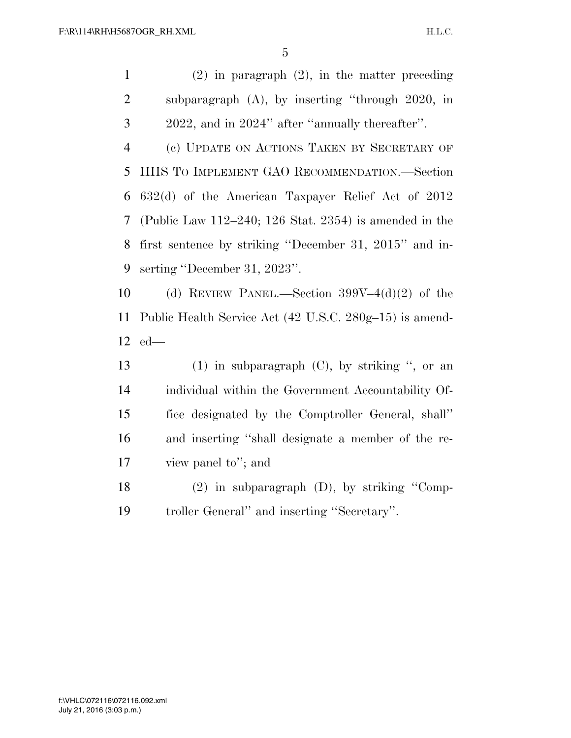(2) in paragraph (2), in the matter preceding subparagraph (A), by inserting "through 2020, in 2022, and in 2024" after "annually thereafter".

(c) UPDATE ON ACTIONS TAKEN BY SECRETARY OF HHS TO IMPLEMENT GAO RECOMMENDATION.—Section 632(d) of the American Taxpayer Relief Act of 2012 (Public Law 112–240; 126 Stat. 2354) is amended in the first sentence by striking "December 31, 2015" and inserting "December 31, 2023".

(d) REVIEW PANEL.—Section 399V–4(d)(2) of the Public Health Service Act (42 U.S.C. 280g–15) is amended—

(1) in subparagraph (C), by striking ", or an individual within the Government Accountability Office designated by the Comptroller General, shall" and inserting "shall designate a member of the review panel to"; and

(2) in subparagraph (D), by striking "Comptroller General" and inserting "Secretary".